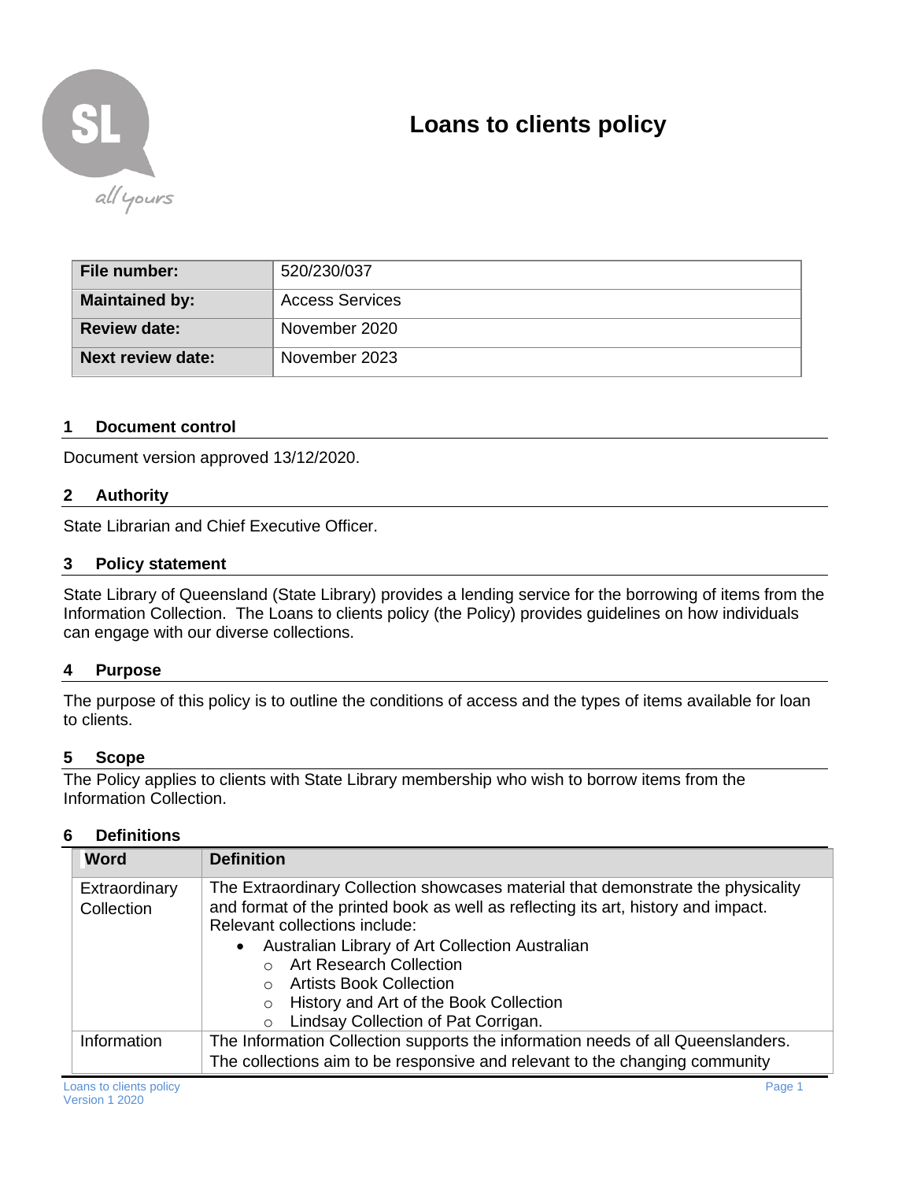# Loans to clients policy

| File number: | 520/230/037 |
|---|---|
| Maintained by: | Access Services |
| Review date: | November 2020 |
| Next review date: | November 2023 |

## 1 Document control

Document version approved 13/12/2020.

## 2 Authority

State Librarian and Chief Executive Officer.

## 3 Policy statement

State Library of Queensland (State Library) provides a lending service for the borrowing of items from the Information Collection. The Loans to clients policy (the Policy) provides guidelines on how individuals can engage with our diverse collections.

## 4 Purpose

The purpose of this policy is to outline the conditions of access and the types of items available for loan to clients.

## 5 Scope

The Policy applies to clients with State Library membership who wish to borrow items from the Information Collection.

## 6 Definitions

| Word | Definition |
|---|---|
| Extraordinary Collection | The Extraordinary Collection showcases material that demonstrate the physicality and format of the printed book as well as reflecting its art, history and impact. Relevant collections include:<br>• Australian Library of Art Collection Australian<br>  ○ Art Research Collection<br>  ○ Artists Book Collection<br>  ○ History and Art of the Book Collection<br>  ○ Lindsay Collection of Pat Corrigan. |
| Information | The Information Collection supports the information needs of all Queenslanders. The collections aim to be responsive and relevant to the changing community |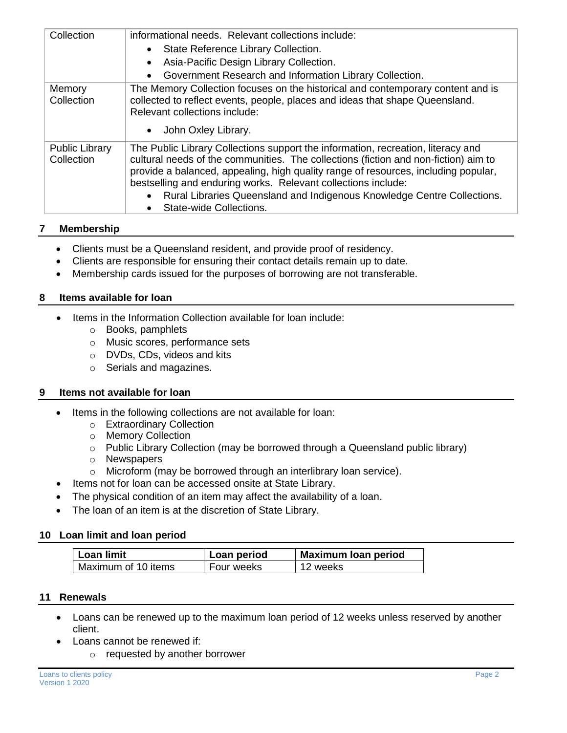| Collection | informational needs. Relevant collections include: <br>• State Reference Library Collection. <br>• Asia-Pacific Design Library Collection. <br>• Government Research and Information Library Collection. |
|---|---|
| Memory Collection | The Memory Collection focuses on the historical and contemporary content and is collected to reflect events, people, places and ideas that shape Queensland. Relevant collections include: <br>• John Oxley Library. |
| Public Library Collection | The Public Library Collections support the information, recreation, literacy and cultural needs of the communities. The collections (fiction and non-fiction) aim to provide a balanced, appealing, high quality range of resources, including popular, bestselling and enduring works. Relevant collections include: <br>• Rural Libraries Queensland and Indigenous Knowledge Centre Collections. <br>• State-wide Collections. |

## 7 Membership

- Clients must be a Queensland resident, and provide proof of residency.
- Clients are responsible for ensuring their contact details remain up to date.
- Membership cards issued for the purposes of borrowing are not transferable.

## 8 Items available for loan

- Items in the Information Collection available for loan include:
  - Books, pamphlets
  - Music scores, performance sets
  - DVDs, CDs, videos and kits
  - Serials and magazines.

## 9 Items not available for loan

- Items in the following collections are not available for loan:
  - Extraordinary Collection
  - Memory Collection
  - Public Library Collection (may be borrowed through a Queensland public library)
  - Newspapers
  - Microform (may be borrowed through an interlibrary loan service).
- Items not for loan can be accessed onsite at State Library.
- The physical condition of an item may affect the availability of a loan.
- The loan of an item is at the discretion of State Library.

## 10 Loan limit and loan period

| Loan limit | Loan period | Maximum loan period |
|---|---|---|
| Maximum of 10 items | Four weeks | 12 weeks |

## 11 Renewals

- Loans can be renewed up to the maximum loan period of 12 weeks unless reserved by another client.
- Loans cannot be renewed if:
  - requested by another borrower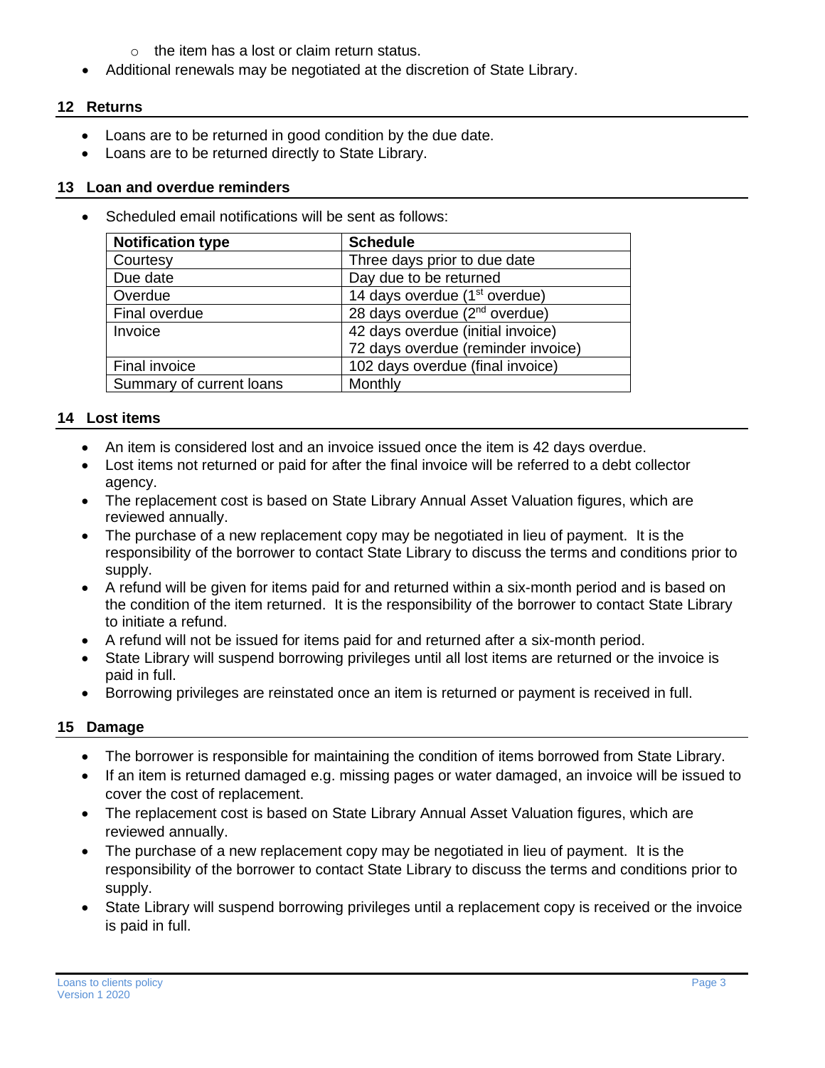- the item has a lost or claim return status.
- Additional renewals may be negotiated at the discretion of State Library.

## 12 Returns

- Loans are to be returned in good condition by the due date.
- Loans are to be returned directly to State Library.

## 13 Loan and overdue reminders

- Scheduled email notifications will be sent as follows:

| Notification type | Schedule |
|---|---|
| Courtesy | Three days prior to due date |
| Due date | Day due to be returned |
| Overdue | 14 days overdue (1st overdue) |
| Final overdue | 28 days overdue (2nd overdue) |
| Invoice | 42 days overdue (initial invoice)<br>72 days overdue (reminder invoice) |
| Final invoice | 102 days overdue (final invoice) |
| Summary of current loans | Monthly |

## 14 Lost items

- An item is considered lost and an invoice issued once the item is 42 days overdue.
- Lost items not returned or paid for after the final invoice will be referred to a debt collector agency.
- The replacement cost is based on State Library Annual Asset Valuation figures, which are reviewed annually.
- The purchase of a new replacement copy may be negotiated in lieu of payment. It is the responsibility of the borrower to contact State Library to discuss the terms and conditions prior to supply.
- A refund will be given for items paid for and returned within a six-month period and is based on the condition of the item returned. It is the responsibility of the borrower to contact State Library to initiate a refund.
- A refund will not be issued for items paid for and returned after a six-month period.
- State Library will suspend borrowing privileges until all lost items are returned or the invoice is paid in full.
- Borrowing privileges are reinstated once an item is returned or payment is received in full.

## 15 Damage

- The borrower is responsible for maintaining the condition of items borrowed from State Library.
- If an item is returned damaged e.g. missing pages or water damaged, an invoice will be issued to cover the cost of replacement.
- The replacement cost is based on State Library Annual Asset Valuation figures, which are reviewed annually.
- The purchase of a new replacement copy may be negotiated in lieu of payment. It is the responsibility of the borrower to contact State Library to discuss the terms and conditions prior to supply.
- State Library will suspend borrowing privileges until a replacement copy is received or the invoice is paid in full.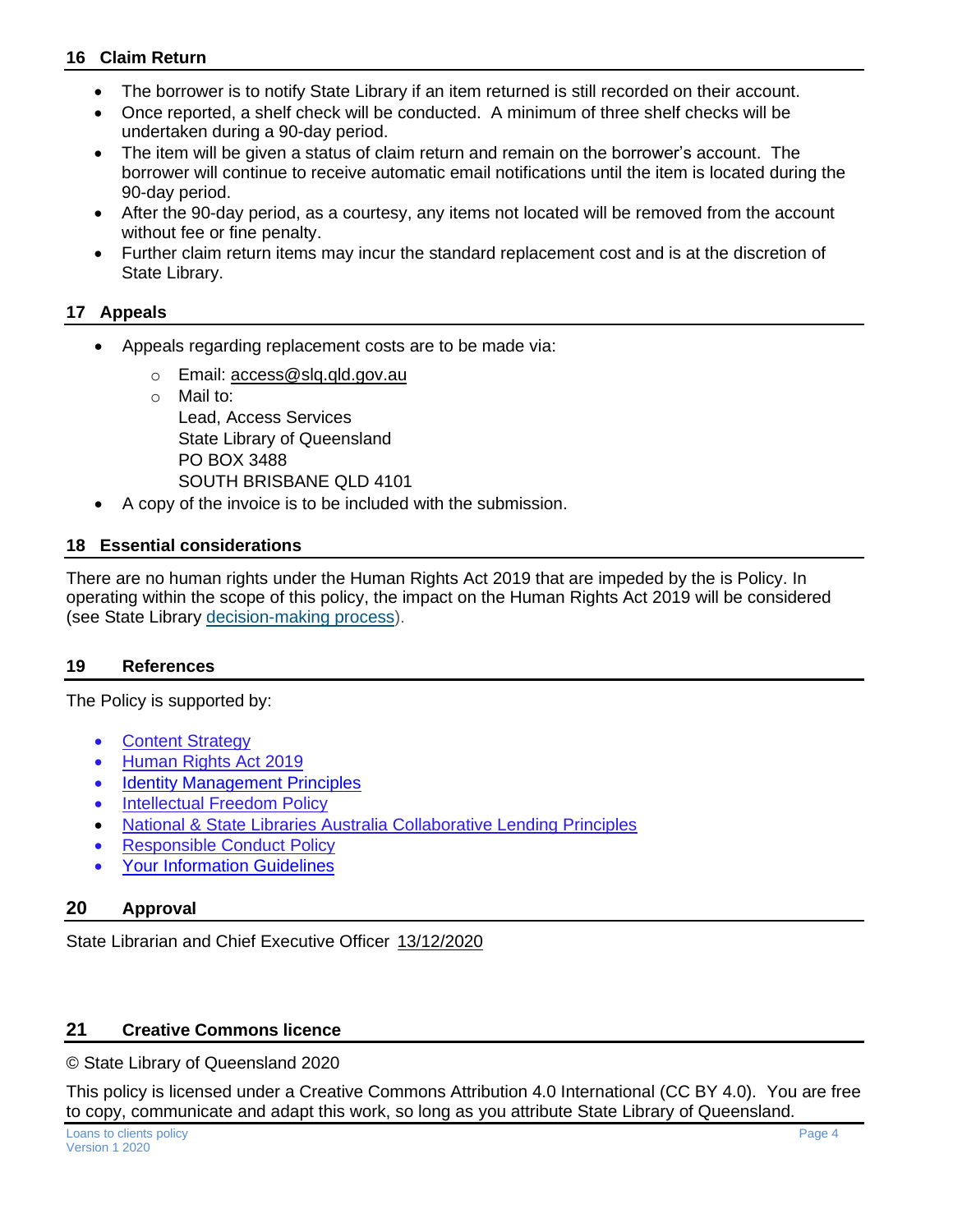## 16 Claim Return

- The borrower is to notify State Library if an item returned is still recorded on their account.
- Once reported, a shelf check will be conducted. A minimum of three shelf checks will be undertaken during a 90-day period.
- The item will be given a status of claim return and remain on the borrower's account. The borrower will continue to receive automatic email notifications until the item is located during the 90-day period.
- After the 90-day period, as a courtesy, any items not located will be removed from the account without fee or fine penalty.
- Further claim return items may incur the standard replacement cost and is at the discretion of State Library.

## 17 Appeals

- Appeals regarding replacement costs are to be made via:
  - Email: access@slq.qld.gov.au
  - Mail to:
    Lead, Access Services
    State Library of Queensland
    PO BOX 3488
    SOUTH BRISBANE QLD 4101
- A copy of the invoice is to be included with the submission.

## 18 Essential considerations

There are no human rights under the Human Rights Act 2019 that are impeded by the is Policy. In operating within the scope of this policy, the impact on the Human Rights Act 2019 will be considered (see State Library decision-making process).

## 19 References

The Policy is supported by:

- Content Strategy
- Human Rights Act 2019
- Identity Management Principles
- Intellectual Freedom Policy
- National & State Libraries Australia Collaborative Lending Principles
- Responsible Conduct Policy
- Your Information Guidelines

## 20 Approval

State Librarian and Chief Executive Officer 13/12/2020

## 21 Creative Commons licence

© State Library of Queensland 2020

This policy is licensed under a Creative Commons Attribution 4.0 International (CC BY 4.0). You are free to copy, communicate and adapt this work, so long as you attribute State Library of Queensland.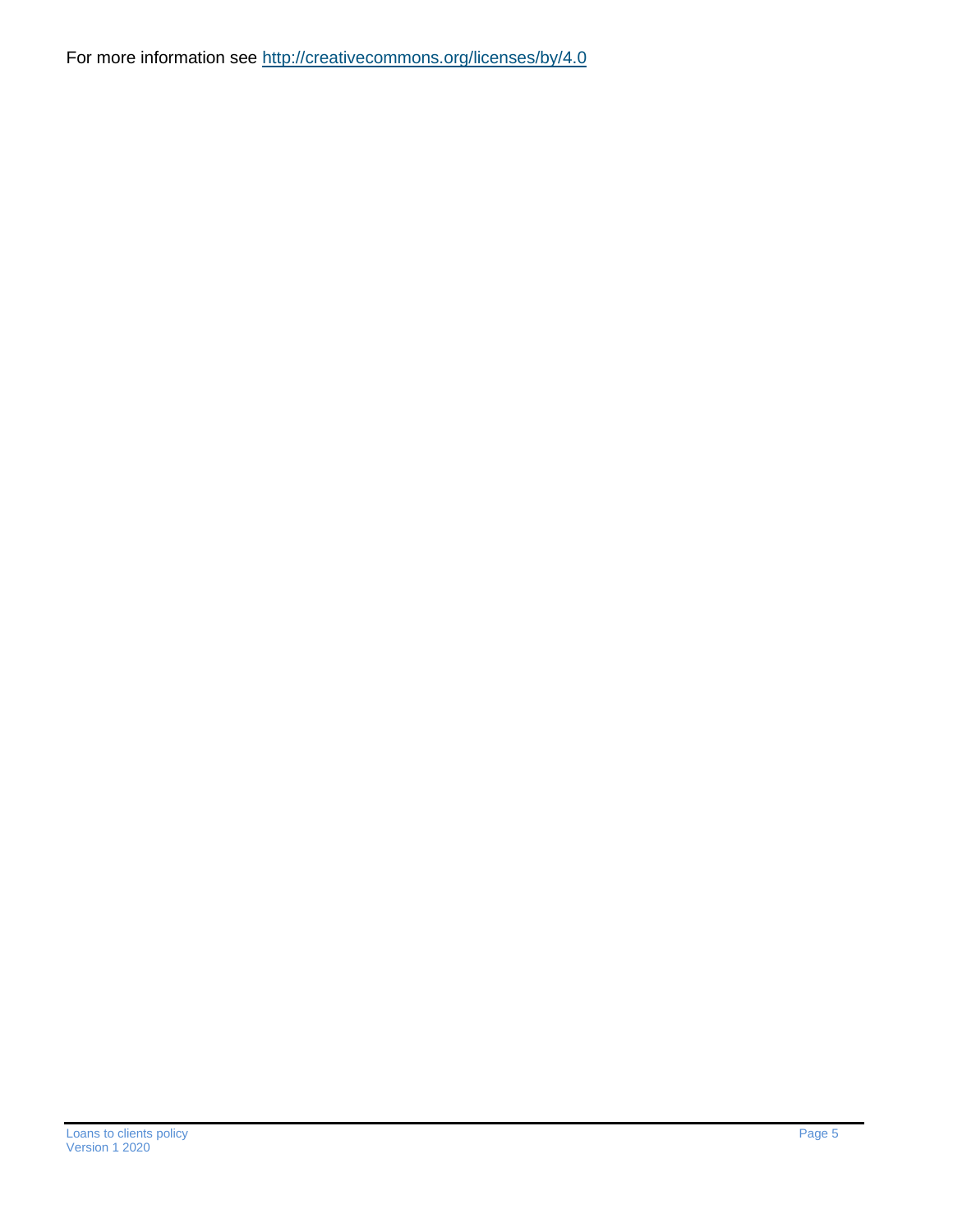For more information see [http://creativecommons.org/licenses/by/4.0](http://creativecommons.org/licenses/by/4.0)